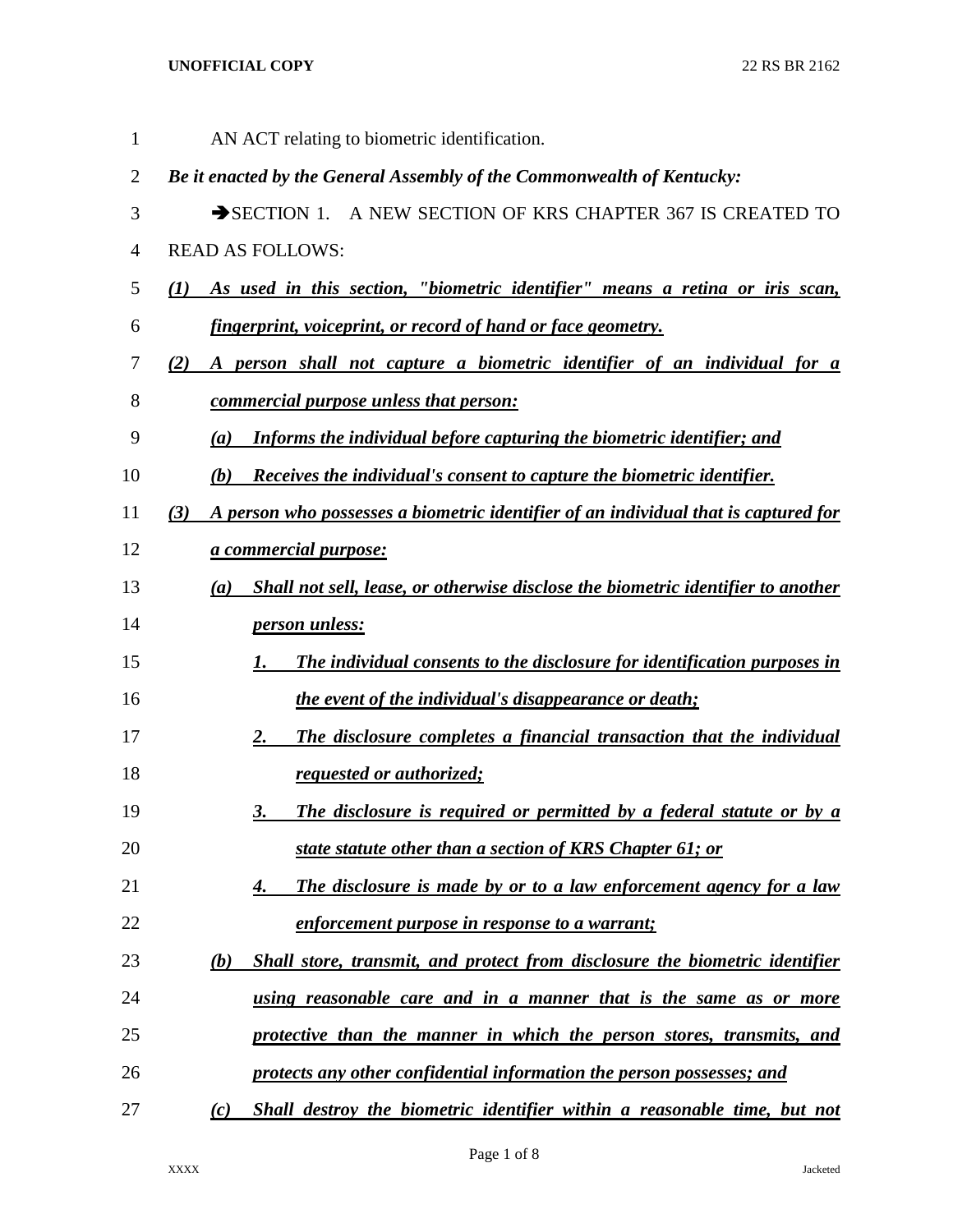AN ACT relating to biometric identification.

***Be it enacted by the General Assembly of the Commonwealth of Kentucky:***

➔SECTION 1. A NEW SECTION OF KRS CHAPTER 367 IS CREATED TO READ AS FOLLOWS:

***(1) As used in this section, "biometric identifier" means a retina or iris scan, fingerprint, voiceprint, or record of hand or face geometry.***

***(2) A person shall not capture a biometric identifier of an individual for a commercial purpose unless that person:***

***(a) Informs the individual before capturing the biometric identifier; and***

***(b) Receives the individual's consent to capture the biometric identifier.***

***(3) A person who possesses a biometric identifier of an individual that is captured for a commercial purpose:***

***(a) Shall not sell, lease, or otherwise disclose the biometric identifier to another person unless:***

***1. The individual consents to the disclosure for identification purposes in the event of the individual's disappearance or death;***

***2. The disclosure completes a financial transaction that the individual requested or authorized;***

***3. The disclosure is required or permitted by a federal statute or by a state statute other than a section of KRS Chapter 61; or***

***4. The disclosure is made by or to a law enforcement agency for a law enforcement purpose in response to a warrant;***

***(b) Shall store, transmit, and protect from disclosure the biometric identifier using reasonable care and in a manner that is the same as or more protective than the manner in which the person stores, transmits, and protects any other confidential information the person possesses; and***

***(c) Shall destroy the biometric identifier within a reasonable time, but not***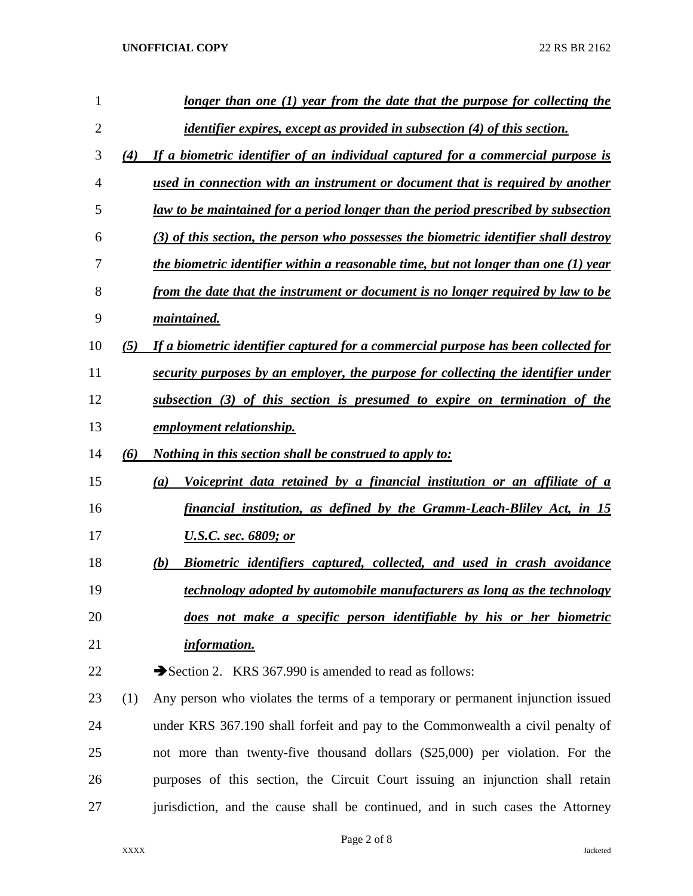***longer than one (1) year from the date that the purpose for collecting the identifier expires, except as provided in subsection (4) of this section.***

***(4) If a biometric identifier of an individual captured for a commercial purpose is used in connection with an instrument or document that is required by another law to be maintained for a period longer than the period prescribed by subsection (3) of this section, the person who possesses the biometric identifier shall destroy the biometric identifier within a reasonable time, but not longer than one (1) year from the date that the instrument or document is no longer required by law to be maintained.***

***(5) If a biometric identifier captured for a commercial purpose has been collected for security purposes by an employer, the purpose for collecting the identifier under subsection (3) of this section is presumed to expire on termination of the employment relationship.***

***(6) Nothing in this section shall be construed to apply to:***

***(a) Voiceprint data retained by a financial institution or an affiliate of a financial institution, as defined by the Gramm-Leach-Bliley Act, in 15 U.S.C. sec. 6809; or***

***(b) Biometric identifiers captured, collected, and used in crash avoidance technology adopted by automobile manufacturers as long as the technology does not make a specific person identifiable by his or her biometric information.***

➔Section 2. KRS 367.990 is amended to read as follows:

(1) Any person who violates the terms of a temporary or permanent injunction issued under KRS 367.190 shall forfeit and pay to the Commonwealth a civil penalty of not more than twenty-five thousand dollars ($25,000) per violation. For the purposes of this section, the Circuit Court issuing an injunction shall retain jurisdiction, and the cause shall be continued, and in such cases the Attorney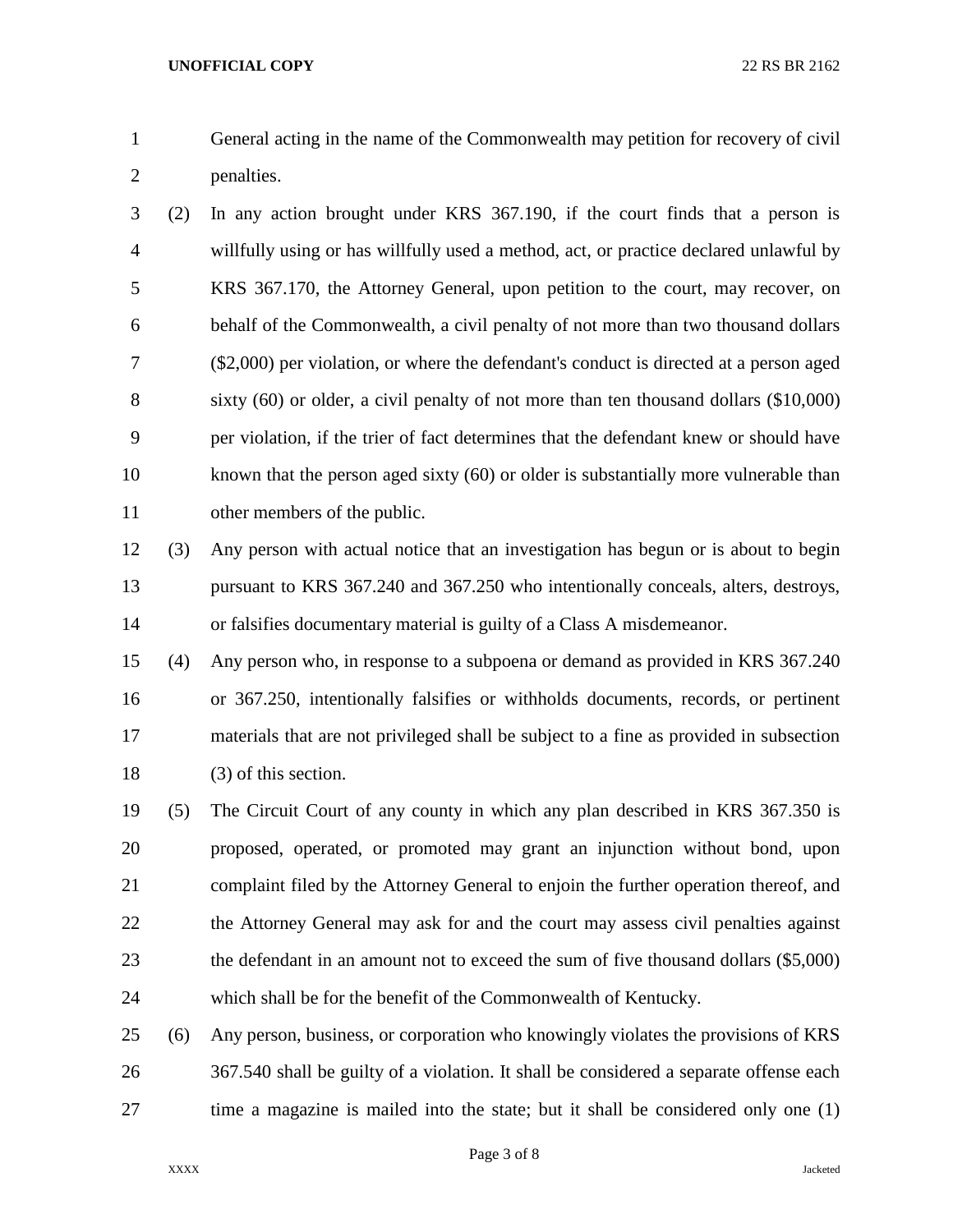General acting in the name of the Commonwealth may petition for recovery of civil penalties.

(2) In any action brought under KRS 367.190, if the court finds that a person is willfully using or has willfully used a method, act, or practice declared unlawful by KRS 367.170, the Attorney General, upon petition to the court, may recover, on behalf of the Commonwealth, a civil penalty of not more than two thousand dollars ($2,000) per violation, or where the defendant's conduct is directed at a person aged sixty (60) or older, a civil penalty of not more than ten thousand dollars ($10,000) per violation, if the trier of fact determines that the defendant knew or should have known that the person aged sixty (60) or older is substantially more vulnerable than other members of the public.

(3) Any person with actual notice that an investigation has begun or is about to begin pursuant to KRS 367.240 and 367.250 who intentionally conceals, alters, destroys, or falsifies documentary material is guilty of a Class A misdemeanor.

(4) Any person who, in response to a subpoena or demand as provided in KRS 367.240 or 367.250, intentionally falsifies or withholds documents, records, or pertinent materials that are not privileged shall be subject to a fine as provided in subsection (3) of this section.

(5) The Circuit Court of any county in which any plan described in KRS 367.350 is proposed, operated, or promoted may grant an injunction without bond, upon complaint filed by the Attorney General to enjoin the further operation thereof, and the Attorney General may ask for and the court may assess civil penalties against the defendant in an amount not to exceed the sum of five thousand dollars ($5,000) which shall be for the benefit of the Commonwealth of Kentucky.

(6) Any person, business, or corporation who knowingly violates the provisions of KRS 367.540 shall be guilty of a violation. It shall be considered a separate offense each time a magazine is mailed into the state; but it shall be considered only one (1)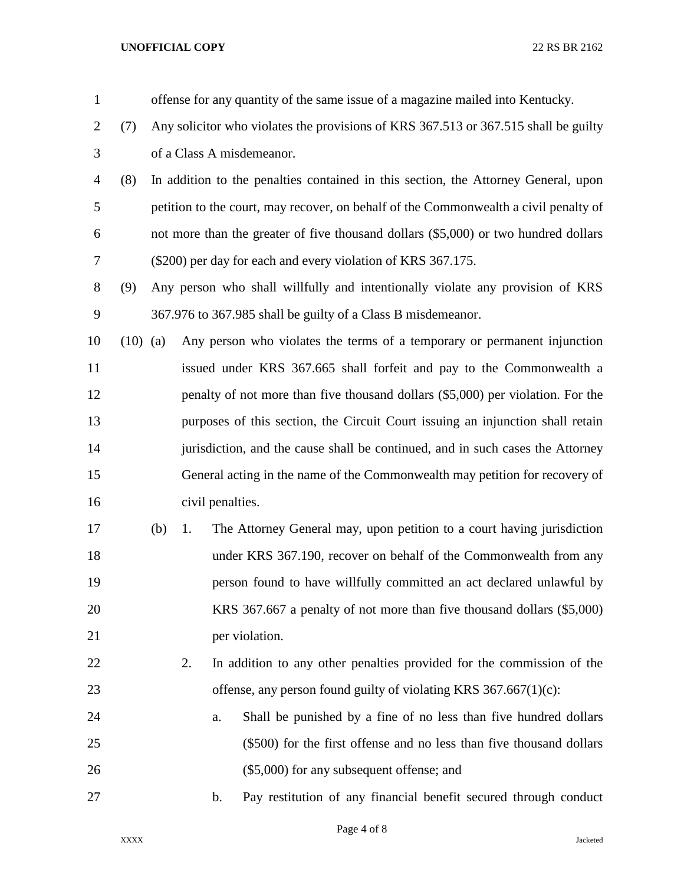offense for any quantity of the same issue of a magazine mailed into Kentucky.

(7) Any solicitor who violates the provisions of KRS 367.513 or 367.515 shall be guilty of a Class A misdemeanor.

(8) In addition to the penalties contained in this section, the Attorney General, upon petition to the court, may recover, on behalf of the Commonwealth a civil penalty of not more than the greater of five thousand dollars ($5,000) or two hundred dollars ($200) per day for each and every violation of KRS 367.175.

(9) Any person who shall willfully and intentionally violate any provision of KRS 367.976 to 367.985 shall be guilty of a Class B misdemeanor.

(10) (a) Any person who violates the terms of a temporary or permanent injunction issued under KRS 367.665 shall forfeit and pay to the Commonwealth a penalty of not more than five thousand dollars ($5,000) per violation. For the purposes of this section, the Circuit Court issuing an injunction shall retain jurisdiction, and the cause shall be continued, and in such cases the Attorney General acting in the name of the Commonwealth may petition for recovery of civil penalties.

(b) 1. The Attorney General may, upon petition to a court having jurisdiction under KRS 367.190, recover on behalf of the Commonwealth from any person found to have willfully committed an act declared unlawful by KRS 367.667 a penalty of not more than five thousand dollars ($5,000) per violation.

2. In addition to any other penalties provided for the commission of the offense, any person found guilty of violating KRS 367.667(1)(c):

a. Shall be punished by a fine of no less than five hundred dollars ($500) for the first offense and no less than five thousand dollars ($5,000) for any subsequent offense; and

b. Pay restitution of any financial benefit secured through conduct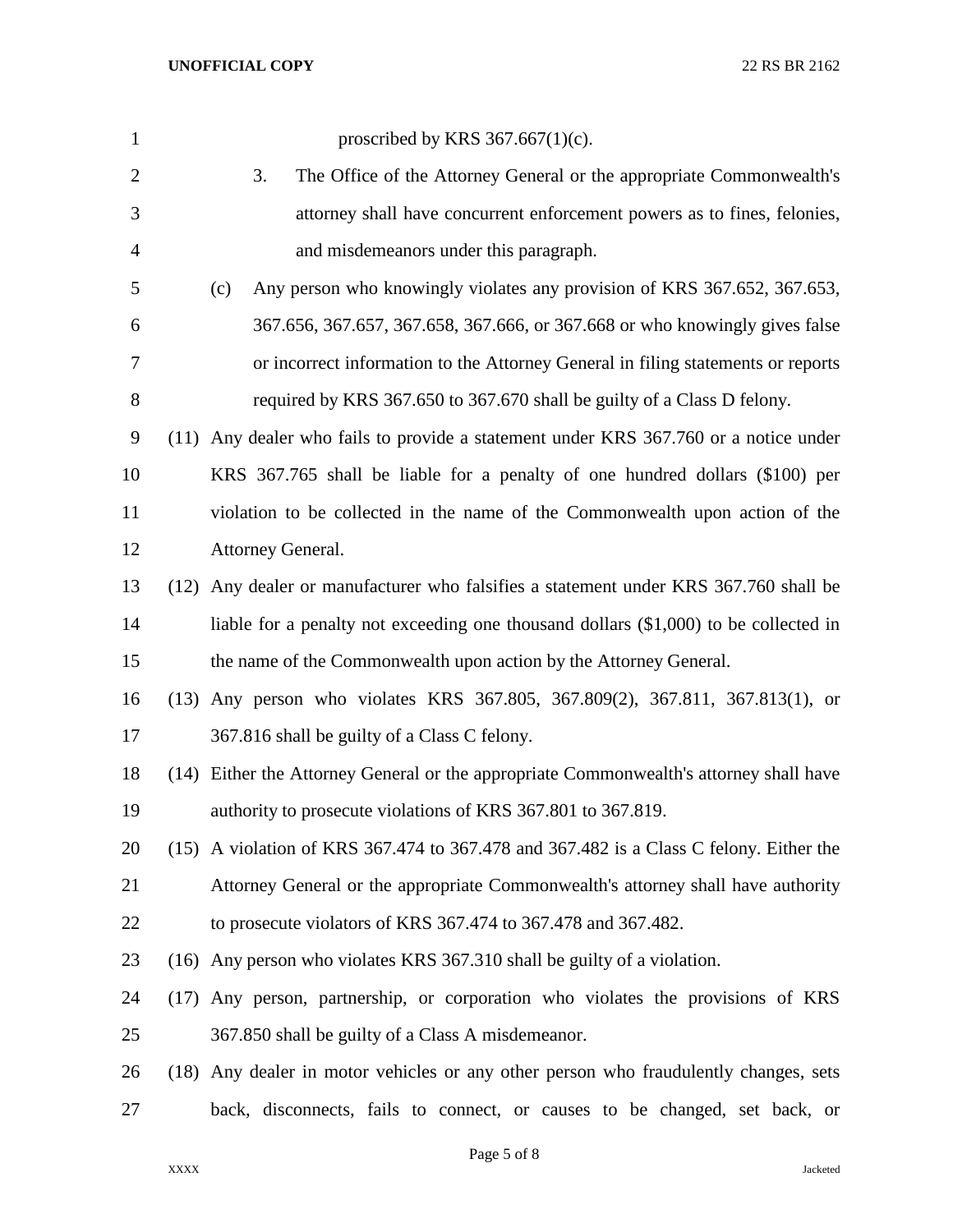proscribed by KRS 367.667(1)(c).

3. The Office of the Attorney General or the appropriate Commonwealth's attorney shall have concurrent enforcement powers as to fines, felonies, and misdemeanors under this paragraph.

(c) Any person who knowingly violates any provision of KRS 367.652, 367.653, 367.656, 367.657, 367.658, 367.666, or 367.668 or who knowingly gives false or incorrect information to the Attorney General in filing statements or reports required by KRS 367.650 to 367.670 shall be guilty of a Class D felony.

(11) Any dealer who fails to provide a statement under KRS 367.760 or a notice under KRS 367.765 shall be liable for a penalty of one hundred dollars ($100) per violation to be collected in the name of the Commonwealth upon action of the Attorney General.

(12) Any dealer or manufacturer who falsifies a statement under KRS 367.760 shall be liable for a penalty not exceeding one thousand dollars ($1,000) to be collected in the name of the Commonwealth upon action by the Attorney General.

(13) Any person who violates KRS 367.805, 367.809(2), 367.811, 367.813(1), or 367.816 shall be guilty of a Class C felony.

(14) Either the Attorney General or the appropriate Commonwealth's attorney shall have authority to prosecute violations of KRS 367.801 to 367.819.

(15) A violation of KRS 367.474 to 367.478 and 367.482 is a Class C felony. Either the Attorney General or the appropriate Commonwealth's attorney shall have authority to prosecute violators of KRS 367.474 to 367.478 and 367.482.

(16) Any person who violates KRS 367.310 shall be guilty of a violation.

(17) Any person, partnership, or corporation who violates the provisions of KRS 367.850 shall be guilty of a Class A misdemeanor.

(18) Any dealer in motor vehicles or any other person who fraudulently changes, sets back, disconnects, fails to connect, or causes to be changed, set back, or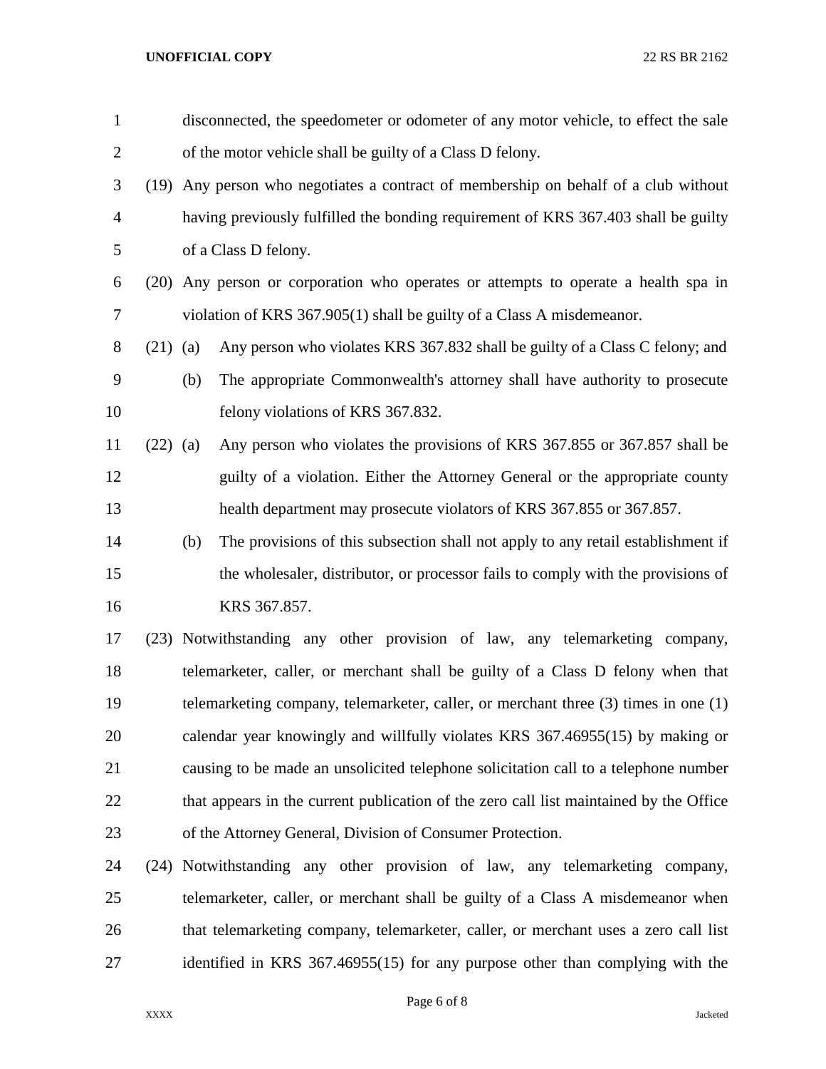disconnected, the speedometer or odometer of any motor vehicle, to effect the sale of the motor vehicle shall be guilty of a Class D felony.

(19) Any person who negotiates a contract of membership on behalf of a club without having previously fulfilled the bonding requirement of KRS 367.403 shall be guilty of a Class D felony.

(20) Any person or corporation who operates or attempts to operate a health spa in violation of KRS 367.905(1) shall be guilty of a Class A misdemeanor.

(21) (a) Any person who violates KRS 367.832 shall be guilty of a Class C felony; and

(b) The appropriate Commonwealth's attorney shall have authority to prosecute felony violations of KRS 367.832.

(22) (a) Any person who violates the provisions of KRS 367.855 or 367.857 shall be guilty of a violation. Either the Attorney General or the appropriate county health department may prosecute violators of KRS 367.855 or 367.857.

(b) The provisions of this subsection shall not apply to any retail establishment if the wholesaler, distributor, or processor fails to comply with the provisions of KRS 367.857.

(23) Notwithstanding any other provision of law, any telemarketing company, telemarketer, caller, or merchant shall be guilty of a Class D felony when that telemarketing company, telemarketer, caller, or merchant three (3) times in one (1) calendar year knowingly and willfully violates KRS 367.46955(15) by making or causing to be made an unsolicited telephone solicitation call to a telephone number that appears in the current publication of the zero call list maintained by the Office of the Attorney General, Division of Consumer Protection.

(24) Notwithstanding any other provision of law, any telemarketing company, telemarketer, caller, or merchant shall be guilty of a Class A misdemeanor when that telemarketing company, telemarketer, caller, or merchant uses a zero call list identified in KRS 367.46955(15) for any purpose other than complying with the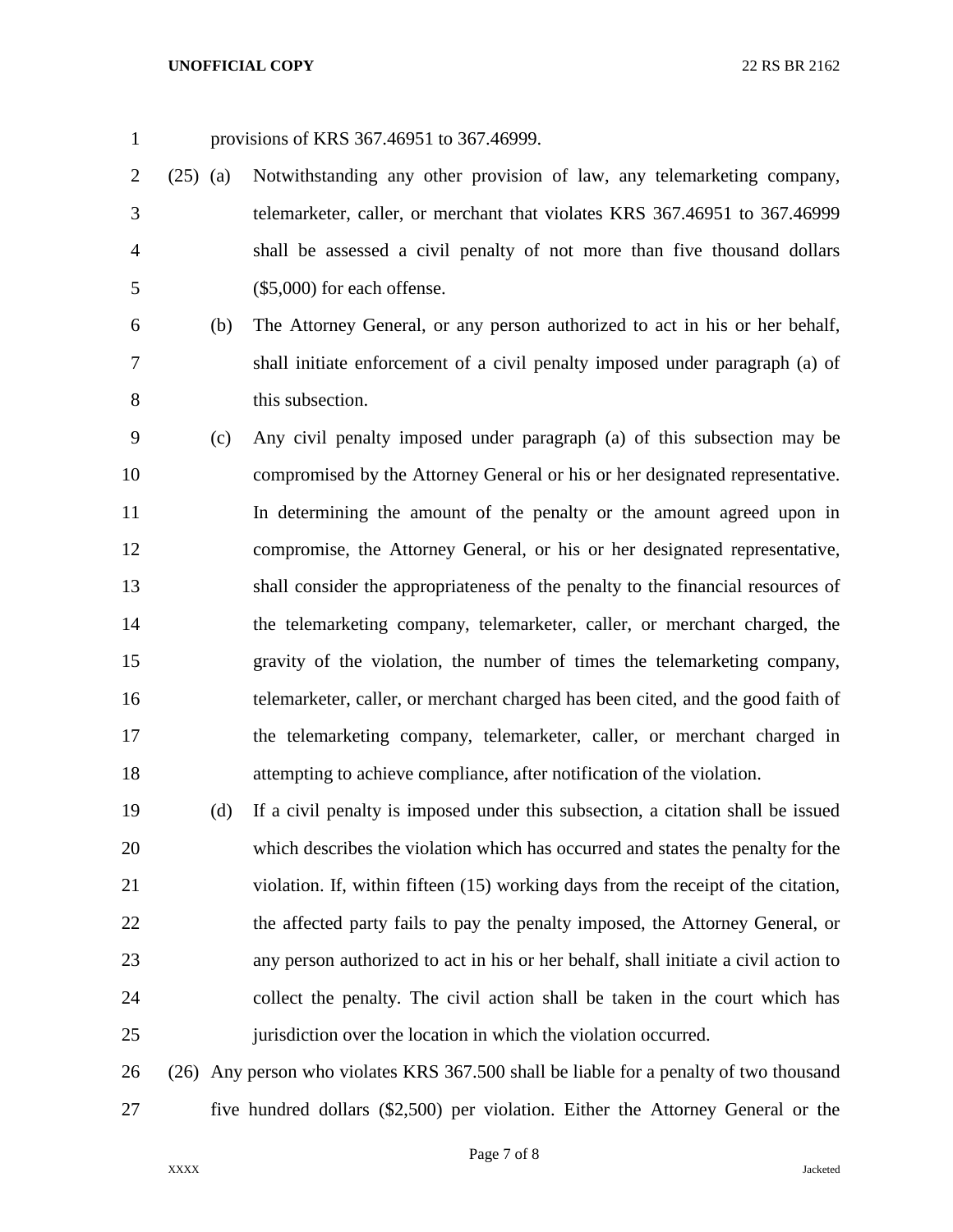provisions of KRS 367.46951 to 367.46999.

(25) (a) Notwithstanding any other provision of law, any telemarketing company, telemarketer, caller, or merchant that violates KRS 367.46951 to 367.46999 shall be assessed a civil penalty of not more than five thousand dollars ($5,000) for each offense.

(b) The Attorney General, or any person authorized to act in his or her behalf, shall initiate enforcement of a civil penalty imposed under paragraph (a) of this subsection.

(c) Any civil penalty imposed under paragraph (a) of this subsection may be compromised by the Attorney General or his or her designated representative. In determining the amount of the penalty or the amount agreed upon in compromise, the Attorney General, or his or her designated representative, shall consider the appropriateness of the penalty to the financial resources of the telemarketing company, telemarketer, caller, or merchant charged, the gravity of the violation, the number of times the telemarketing company, telemarketer, caller, or merchant charged has been cited, and the good faith of the telemarketing company, telemarketer, caller, or merchant charged in attempting to achieve compliance, after notification of the violation.

(d) If a civil penalty is imposed under this subsection, a citation shall be issued which describes the violation which has occurred and states the penalty for the violation. If, within fifteen (15) working days from the receipt of the citation, the affected party fails to pay the penalty imposed, the Attorney General, or any person authorized to act in his or her behalf, shall initiate a civil action to collect the penalty. The civil action shall be taken in the court which has jurisdiction over the location in which the violation occurred.

(26) Any person who violates KRS 367.500 shall be liable for a penalty of two thousand five hundred dollars ($2,500) per violation. Either the Attorney General or the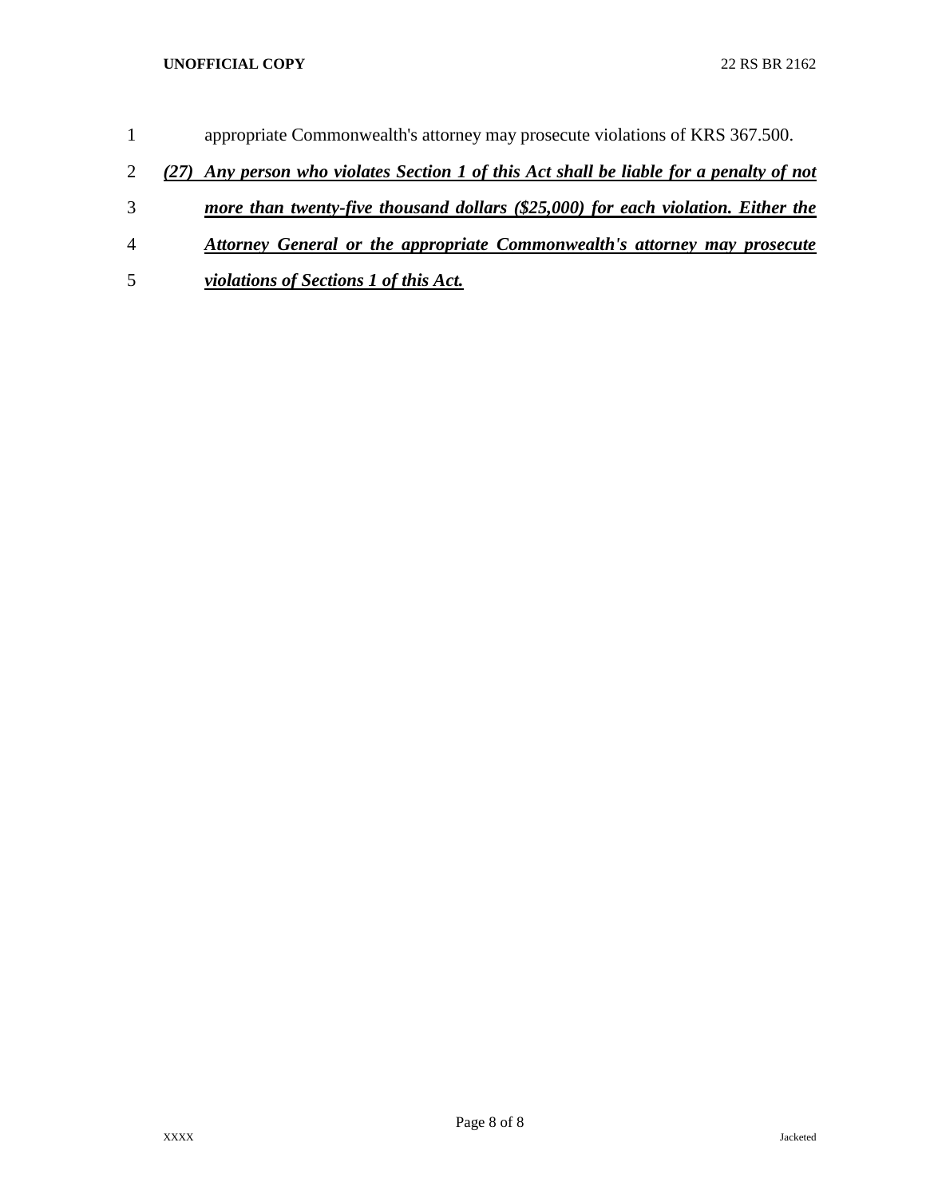appropriate Commonwealth's attorney may prosecute violations of KRS 367.500.

***<u>(27) Any person who violates Section 1 of this Act shall be liable for a penalty of not more than twenty-five thousand dollars ($25,000) for each violation. Either the Attorney General or the appropriate Commonwealth's attorney may prosecute violations of Sections 1 of this Act.</u>***